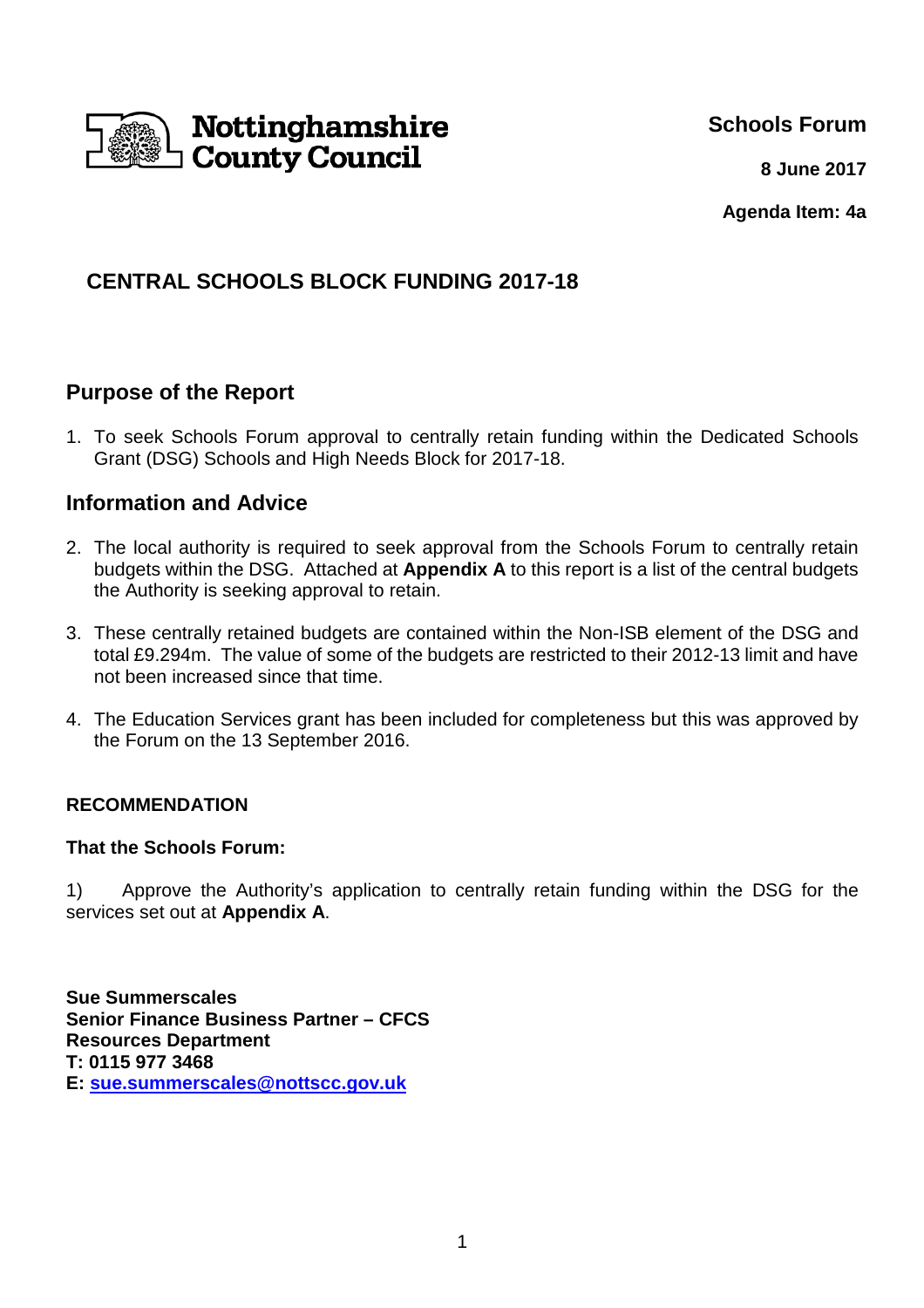Nottinghamshire County Council

**Schools Forum**

**8 June 2017**

**Agenda Item: 4a**

# CENTRAL SCHOOLS BLOCK FUNDING 2017-18

## Purpose of the Report

1. To seek Schools Forum approval to centrally retain funding within the Dedicated Schools Grant (DSG) Schools and High Needs Block for 2017-18.

## Information and Advice

2. The local authority is required to seek approval from the Schools Forum to centrally retain budgets within the DSG. Attached at **Appendix A** to this report is a list of the central budgets the Authority is seeking approval to retain.

3. These centrally retained budgets are contained within the Non-ISB element of the DSG and total £9.294m. The value of some of the budgets are restricted to their 2012-13 limit and have not been increased since that time.

4. The Education Services grant has been included for completeness but this was approved by the Forum on the 13 September 2016.

**RECOMMENDATION**

**That the Schools Forum:**

1) Approve the Authority's application to centrally retain funding within the DSG for the services set out at **Appendix A**.

**Sue Summerscales**
**Senior Finance Business Partner – CFCS**
**Resources Department**
**T: 0115 977 3468**
**E: sue.summerscales@nottscc.gov.uk**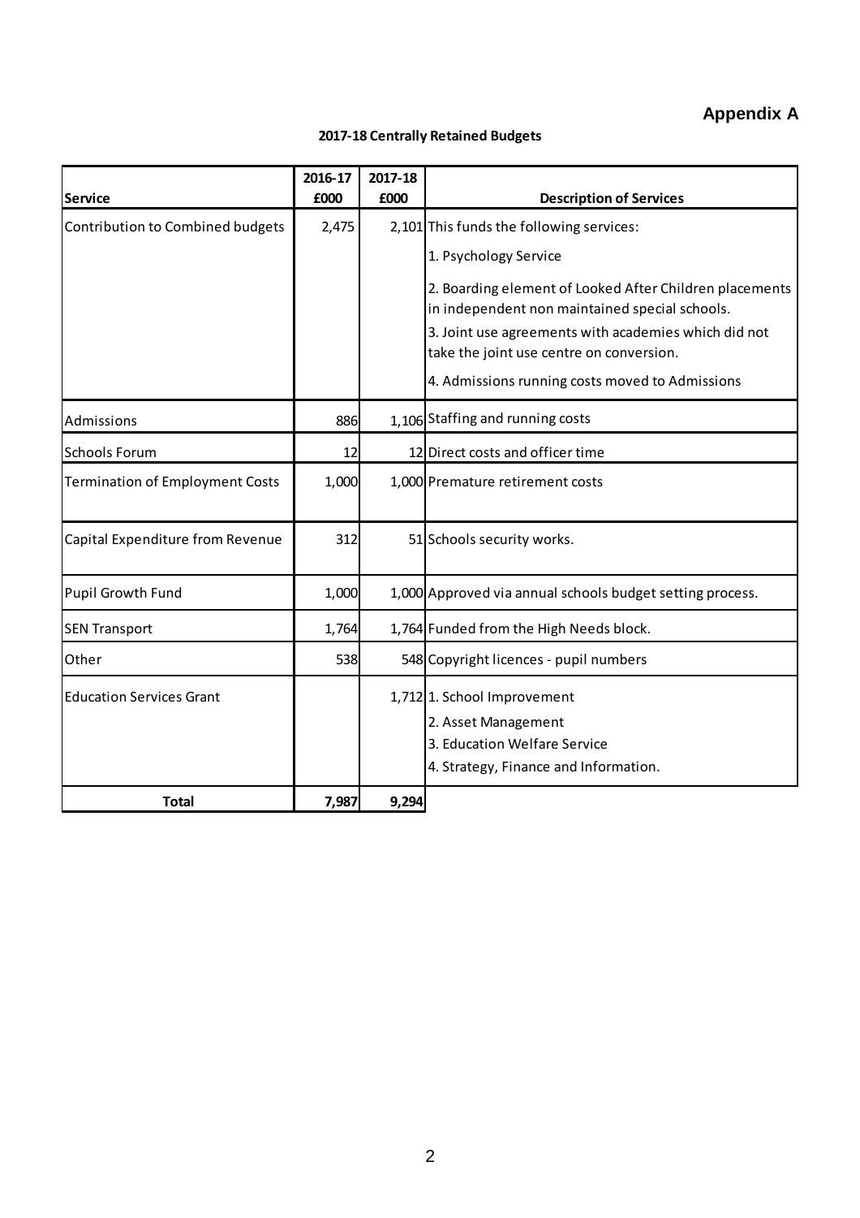# Appendix A

## 2017-18 Centrally Retained Budgets

| Service | 2016-17 £000 | 2017-18 £000 | Description of Services |
| --- | --- | --- | --- |
| Contribution to Combined budgets | 2,475 | 2,101 | This funds the following services:<br>1. Psychology Service<br>2. Boarding element of Looked After Children placements in independent non maintained special schools.<br>3. Joint use agreements with academies which did not take the joint use centre on conversion.<br>4. Admissions running costs moved to Admissions |
| Admissions | 886 | 1,106 | Staffing and running costs |
| Schools Forum | 12 | 12 | Direct costs and officer time |
| Termination of Employment Costs | 1,000 | 1,000 | Premature retirement costs |
| Capital Expenditure from Revenue | 312 | 51 | Schools security works. |
| Pupil Growth Fund | 1,000 | 1,000 | Approved via annual schools budget setting process. |
| SEN Transport | 1,764 | 1,764 | Funded from the High Needs block. |
| Other | 538 | 548 | Copyright licences - pupil numbers |
| Education Services Grant | | 1,712 | 1. School Improvement<br>2. Asset Management<br>3. Education Welfare Service<br>4. Strategy, Finance and Information. |
| **Total** | **7,987** | **9,294** | |